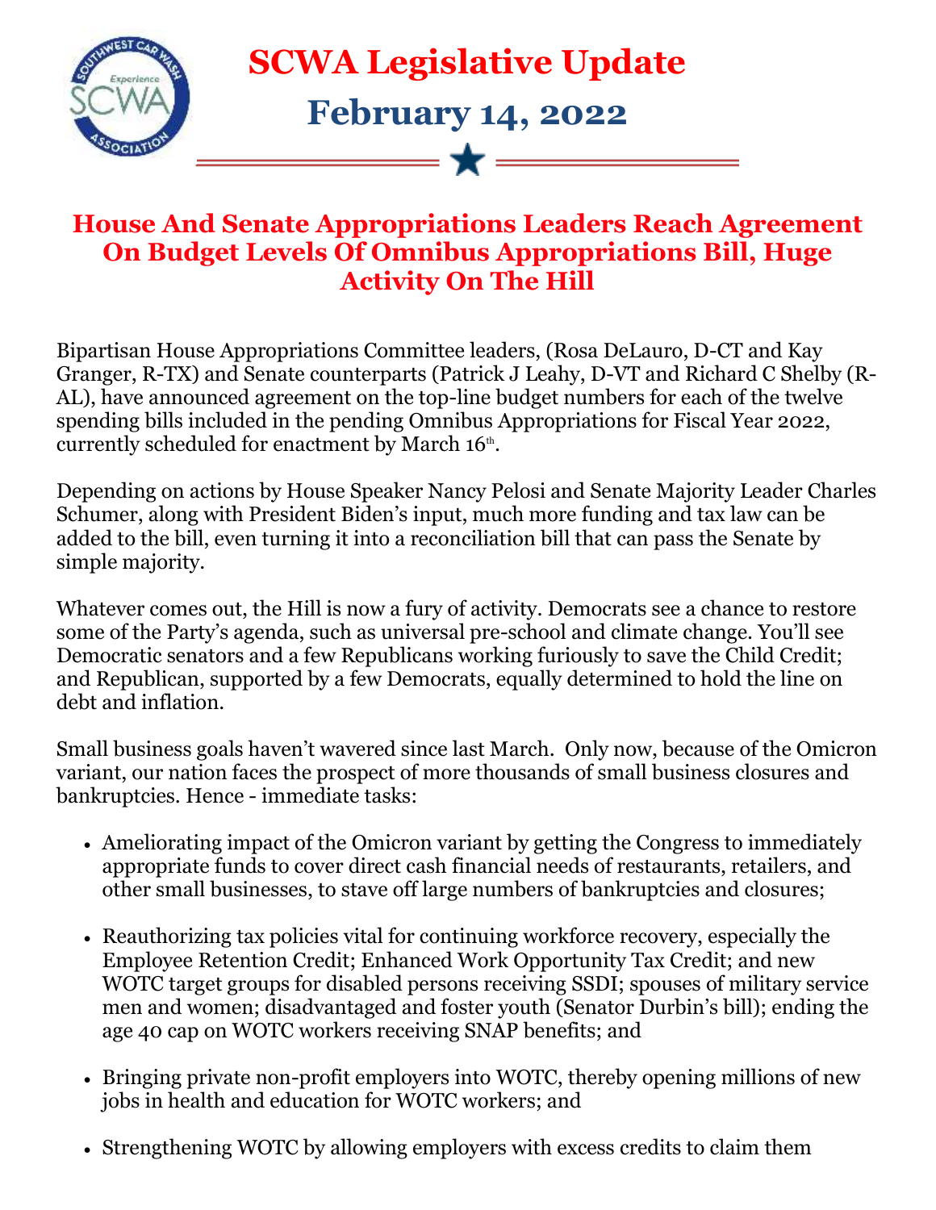# SCWA Legislative Update

## February 14, 2022

## House And Senate Appropriations Leaders Reach Agreement On Budget Levels Of Omnibus Appropriations Bill, Huge Activity On The Hill

Bipartisan House Appropriations Committee leaders, (Rosa DeLauro, D-CT and Kay Granger, R-TX) and Senate counterparts (Patrick J Leahy, D-VT and Richard C Shelby (R-AL), have announced agreement on the top-line budget numbers for each of the twelve spending bills included in the pending Omnibus Appropriations for Fiscal Year 2022, currently scheduled for enactment by March 16th.

Depending on actions by House Speaker Nancy Pelosi and Senate Majority Leader Charles Schumer, along with President Biden's input, much more funding and tax law can be added to the bill, even turning it into a reconciliation bill that can pass the Senate by simple majority.

Whatever comes out, the Hill is now a fury of activity. Democrats see a chance to restore some of the Party's agenda, such as universal pre-school and climate change. You'll see Democratic senators and a few Republicans working furiously to save the Child Credit; and Republican, supported by a few Democrats, equally determined to hold the line on debt and inflation.

Small business goals haven't wavered since last March. Only now, because of the Omicron variant, our nation faces the prospect of more thousands of small business closures and bankruptcies. Hence - immediate tasks:

- Ameliorating impact of the Omicron variant by getting the Congress to immediately appropriate funds to cover direct cash financial needs of restaurants, retailers, and other small businesses, to stave off large numbers of bankruptcies and closures;
- Reauthorizing tax policies vital for continuing workforce recovery, especially the Employee Retention Credit; Enhanced Work Opportunity Tax Credit; and new WOTC target groups for disabled persons receiving SSDI; spouses of military service men and women; disadvantaged and foster youth (Senator Durbin's bill); ending the age 40 cap on WOTC workers receiving SNAP benefits; and
- Bringing private non-profit employers into WOTC, thereby opening millions of new jobs in health and education for WOTC workers; and
- Strengthening WOTC by allowing employers with excess credits to claim them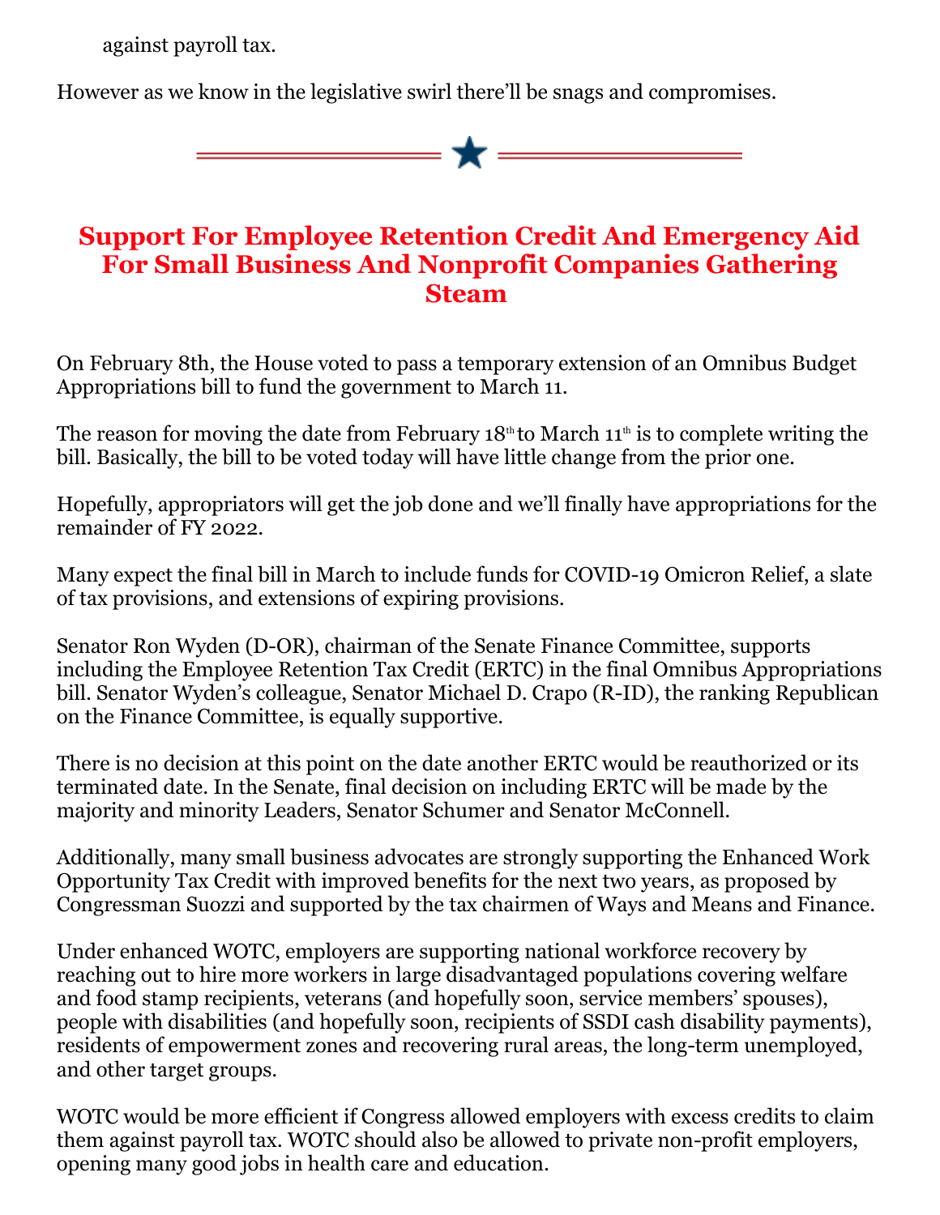against payroll tax.

However as we know in the legislative swirl there'll be snags and compromises.

## Support For Employee Retention Credit And Emergency Aid For Small Business And Nonprofit Companies Gathering Steam

On February 8th, the House voted to pass a temporary extension of an Omnibus Budget Appropriations bill to fund the government to March 11.

The reason for moving the date from February 18th to March 11th is to complete writing the bill. Basically, the bill to be voted today will have little change from the prior one.

Hopefully, appropriators will get the job done and we'll finally have appropriations for the remainder of FY 2022.

Many expect the final bill in March to include funds for COVID-19 Omicron Relief, a slate of tax provisions, and extensions of expiring provisions.

Senator Ron Wyden (D-OR), chairman of the Senate Finance Committee, supports including the Employee Retention Tax Credit (ERTC) in the final Omnibus Appropriations bill. Senator Wyden's colleague, Senator Michael D. Crapo (R-ID), the ranking Republican on the Finance Committee, is equally supportive.

There is no decision at this point on the date another ERTC would be reauthorized or its terminated date. In the Senate, final decision on including ERTC will be made by the majority and minority Leaders, Senator Schumer and Senator McConnell.

Additionally, many small business advocates are strongly supporting the Enhanced Work Opportunity Tax Credit with improved benefits for the next two years, as proposed by Congressman Suozzi and supported by the tax chairmen of Ways and Means and Finance.

Under enhanced WOTC, employers are supporting national workforce recovery by reaching out to hire more workers in large disadvantaged populations covering welfare and food stamp recipients, veterans (and hopefully soon, service members' spouses), people with disabilities (and hopefully soon, recipients of SSDI cash disability payments), residents of empowerment zones and recovering rural areas, the long-term unemployed, and other target groups.

WOTC would be more efficient if Congress allowed employers with excess credits to claim them against payroll tax. WOTC should also be allowed to private non-profit employers, opening many good jobs in health care and education.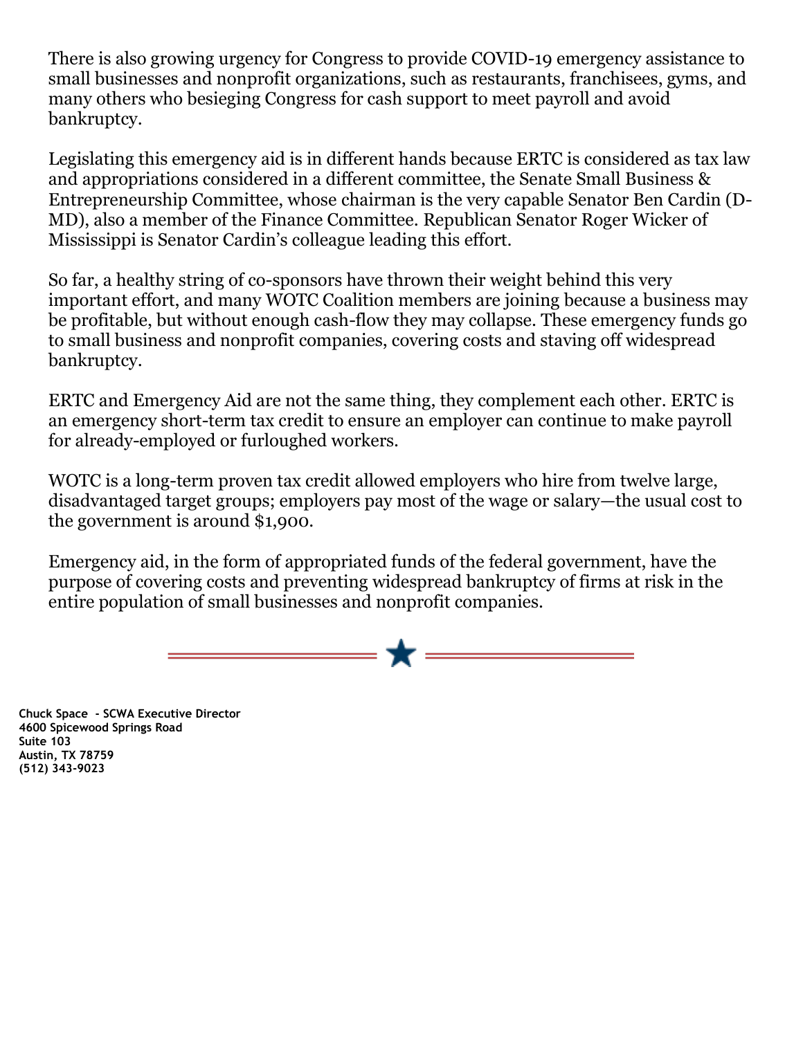There is also growing urgency for Congress to provide COVID-19 emergency assistance to small businesses and nonprofit organizations, such as restaurants, franchisees, gyms, and many others who besieging Congress for cash support to meet payroll and avoid bankruptcy.

Legislating this emergency aid is in different hands because ERTC is considered as tax law and appropriations considered in a different committee, the Senate Small Business & Entrepreneurship Committee, whose chairman is the very capable Senator Ben Cardin (D-MD), also a member of the Finance Committee. Republican Senator Roger Wicker of Mississippi is Senator Cardin's colleague leading this effort.

So far, a healthy string of co-sponsors have thrown their weight behind this very important effort, and many WOTC Coalition members are joining because a business may be profitable, but without enough cash-flow they may collapse. These emergency funds go to small business and nonprofit companies, covering costs and staving off widespread bankruptcy.

ERTC and Emergency Aid are not the same thing, they complement each other. ERTC is an emergency short-term tax credit to ensure an employer can continue to make payroll for already-employed or furloughed workers.

WOTC is a long-term proven tax credit allowed employers who hire from twelve large, disadvantaged target groups; employers pay most of the wage or salary—the usual cost to the government is around $1,900.

Emergency aid, in the form of appropriated funds of the federal government, have the purpose of covering costs and preventing widespread bankruptcy of firms at risk in the entire population of small businesses and nonprofit companies.

---

**Chuck Space - SCWA Executive Director**
**4600 Spicewood Springs Road**
**Suite 103**
**Austin, TX 78759**
**(512) 343-9023**